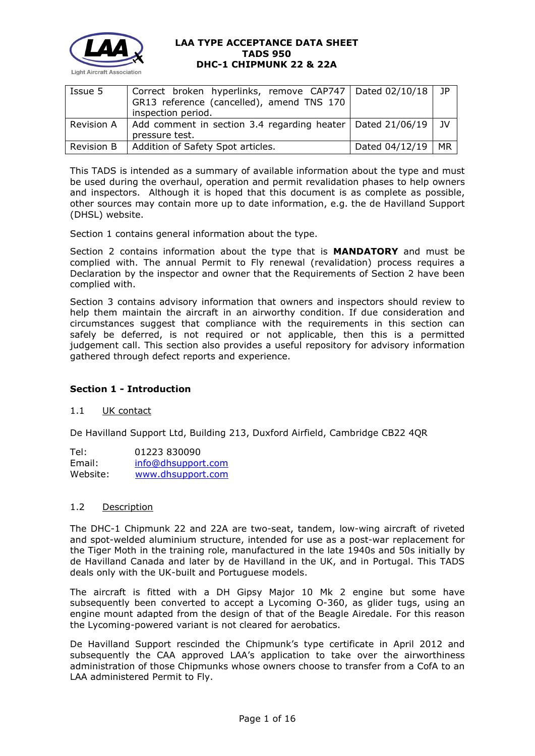# LAA TYPE ACCEPTANCE DATA SHEET
## TADS 950
## DHC-1 CHIPMUNK 22 & 22A

| Issue 5 | Correct broken hyperlinks, remove CAP747 GR13 reference (cancelled), amend TNS 170 inspection period. | Dated 02/10/18 | JP |
|---|---|---|---|
| Revision A | Add comment in section 3.4 regarding heater pressure test. | Dated 21/06/19 | JV |
| Revision B | Addition of Safety Spot articles. | Dated 04/12/19 | MR |

This TADS is intended as a summary of available information about the type and must be used during the overhaul, operation and permit revalidation phases to help owners and inspectors. Although it is hoped that this document is as complete as possible, other sources may contain more up to date information, e.g. the de Havilland Support (DHSL) website.

Section 1 contains general information about the type.

Section 2 contains information about the type that is **MANDATORY** and must be complied with. The annual Permit to Fly renewal (revalidation) process requires a Declaration by the inspector and owner that the Requirements of Section 2 have been complied with.

Section 3 contains advisory information that owners and inspectors should review to help them maintain the aircraft in an airworthy condition. If due consideration and circumstances suggest that compliance with the requirements in this section can safely be deferred, is not required or not applicable, then this is a permitted judgement call. This section also provides a useful repository for advisory information gathered through defect reports and experience.

## Section 1 - Introduction

### 1.1 UK contact

De Havilland Support Ltd, Building 213, Duxford Airfield, Cambridge CB22 4QR

Tel: 01223 830090
Email: info@dhsupport.com
Website: www.dhsupport.com

### 1.2 Description

The DHC-1 Chipmunk 22 and 22A are two-seat, tandem, low-wing aircraft of riveted and spot-welded aluminium structure, intended for use as a post-war replacement for the Tiger Moth in the training role, manufactured in the late 1940s and 50s initially by de Havilland Canada and later by de Havilland in the UK, and in Portugal. This TADS deals only with the UK-built and Portuguese models.

The aircraft is fitted with a DH Gipsy Major 10 Mk 2 engine but some have subsequently been converted to accept a Lycoming O-360, as glider tugs, using an engine mount adapted from the design of that of the Beagle Airedale. For this reason the Lycoming-powered variant is not cleared for aerobatics.

De Havilland Support rescinded the Chipmunk's type certificate in April 2012 and subsequently the CAA approved LAA's application to take over the airworthiness administration of those Chipmunks whose owners choose to transfer from a CofA to an LAA administered Permit to Fly.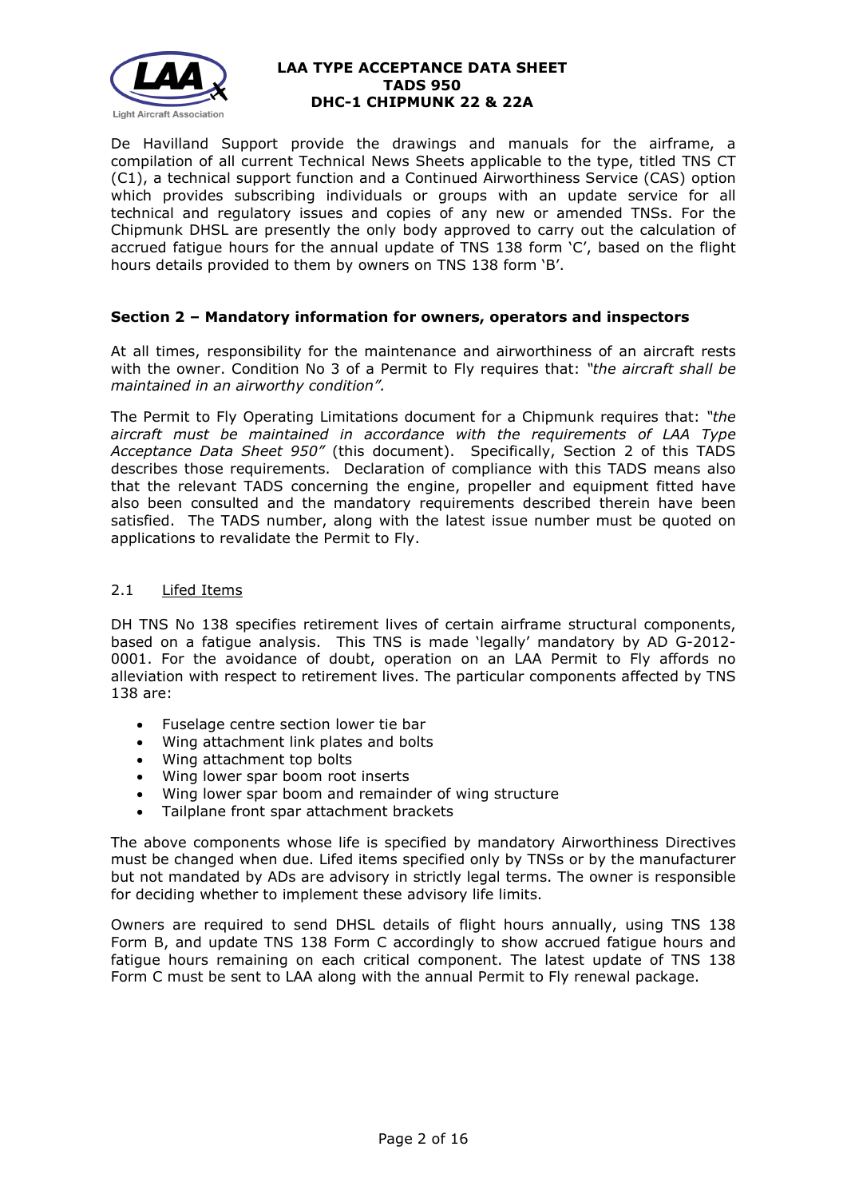De Havilland Support provide the drawings and manuals for the airframe, a compilation of all current Technical News Sheets applicable to the type, titled TNS CT (C1), a technical support function and a Continued Airworthiness Service (CAS) option which provides subscribing individuals or groups with an update service for all technical and regulatory issues and copies of any new or amended TNSs. For the Chipmunk DHSL are presently the only body approved to carry out the calculation of accrued fatigue hours for the annual update of TNS 138 form 'C', based on the flight hours details provided to them by owners on TNS 138 form 'B'.

## Section 2 – Mandatory information for owners, operators and inspectors

At all times, responsibility for the maintenance and airworthiness of an aircraft rests with the owner. Condition No 3 of a Permit to Fly requires that: *"the aircraft shall be maintained in an airworthy condition".*

The Permit to Fly Operating Limitations document for a Chipmunk requires that: *"the aircraft must be maintained in accordance with the requirements of LAA Type Acceptance Data Sheet 950"* (this document). Specifically, Section 2 of this TADS describes those requirements. Declaration of compliance with this TADS means also that the relevant TADS concerning the engine, propeller and equipment fitted have also been consulted and the mandatory requirements described therein have been satisfied. The TADS number, along with the latest issue number must be quoted on applications to revalidate the Permit to Fly.

### 2.1 Lifed Items

DH TNS No 138 specifies retirement lives of certain airframe structural components, based on a fatigue analysis. This TNS is made 'legally' mandatory by AD G-2012-0001. For the avoidance of doubt, operation on an LAA Permit to Fly affords no alleviation with respect to retirement lives. The particular components affected by TNS 138 are:

- Fuselage centre section lower tie bar
- Wing attachment link plates and bolts
- Wing attachment top bolts
- Wing lower spar boom root inserts
- Wing lower spar boom and remainder of wing structure
- Tailplane front spar attachment brackets

The above components whose life is specified by mandatory Airworthiness Directives must be changed when due. Lifed items specified only by TNSs or by the manufacturer but not mandated by ADs are advisory in strictly legal terms. The owner is responsible for deciding whether to implement these advisory life limits.

Owners are required to send DHSL details of flight hours annually, using TNS 138 Form B, and update TNS 138 Form C accordingly to show accrued fatigue hours and fatigue hours remaining on each critical component. The latest update of TNS 138 Form C must be sent to LAA along with the annual Permit to Fly renewal package.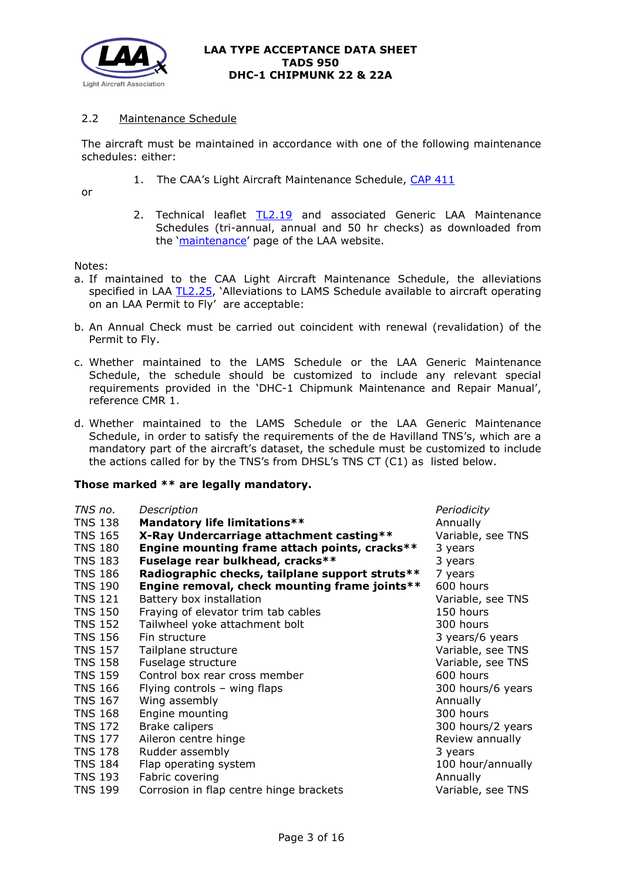### 2.2 Maintenance Schedule

The aircraft must be maintained in accordance with one of the following maintenance schedules: either:

1. The CAA's Light Aircraft Maintenance Schedule, CAP 411

or

2. Technical leaflet TL2.19 and associated Generic LAA Maintenance Schedules (tri-annual, annual and 50 hr checks) as downloaded from the 'maintenance' page of the LAA website.

Notes:

a. If maintained to the CAA Light Aircraft Maintenance Schedule, the alleviations specified in LAA TL2.25, 'Alleviations to LAMS Schedule available to aircraft operating on an LAA Permit to Fly' are acceptable:

b. An Annual Check must be carried out coincident with renewal (revalidation) of the Permit to Fly.

c. Whether maintained to the LAMS Schedule or the LAA Generic Maintenance Schedule, the schedule should be customized to include any relevant special requirements provided in the 'DHC-1 Chipmunk Maintenance and Repair Manual', reference CMR 1.

d. Whether maintained to the LAMS Schedule or the LAA Generic Maintenance Schedule, in order to satisfy the requirements of the de Havilland TNS's, which are a mandatory part of the aircraft's dataset, the schedule must be customized to include the actions called for by the TNS's from DHSL's TNS CT (C1) as listed below.

**Those marked ** are legally mandatory.**

| *TNS no.* | *Description* | *Periodicity* |
|---|---|---|
| TNS 138 | **Mandatory life limitations**** | Annually |
| TNS 165 | **X-Ray Undercarriage attachment casting**** | Variable, see TNS |
| TNS 180 | **Engine mounting frame attach points, cracks**** | 3 years |
| TNS 183 | **Fuselage rear bulkhead, cracks**** | 3 years |
| TNS 186 | **Radiographic checks, tailplane support struts**** | 7 years |
| TNS 190 | **Engine removal, check mounting frame joints**** | 600 hours |
| TNS 121 | Battery box installation | Variable, see TNS |
| TNS 150 | Fraying of elevator trim tab cables | 150 hours |
| TNS 152 | Tailwheel yoke attachment bolt | 300 hours |
| TNS 156 | Fin structure | 3 years/6 years |
| TNS 157 | Tailplane structure | Variable, see TNS |
| TNS 158 | Fuselage structure | Variable, see TNS |
| TNS 159 | Control box rear cross member | 600 hours |
| TNS 166 | Flying controls – wing flaps | 300 hours/6 years |
| TNS 167 | Wing assembly | Annually |
| TNS 168 | Engine mounting | 300 hours |
| TNS 172 | Brake calipers | 300 hours/2 years |
| TNS 177 | Aileron centre hinge | Review annually |
| TNS 178 | Rudder assembly | 3 years |
| TNS 184 | Flap operating system | 100 hour/annually |
| TNS 193 | Fabric covering | Annually |
| TNS 199 | Corrosion in flap centre hinge brackets | Variable, see TNS |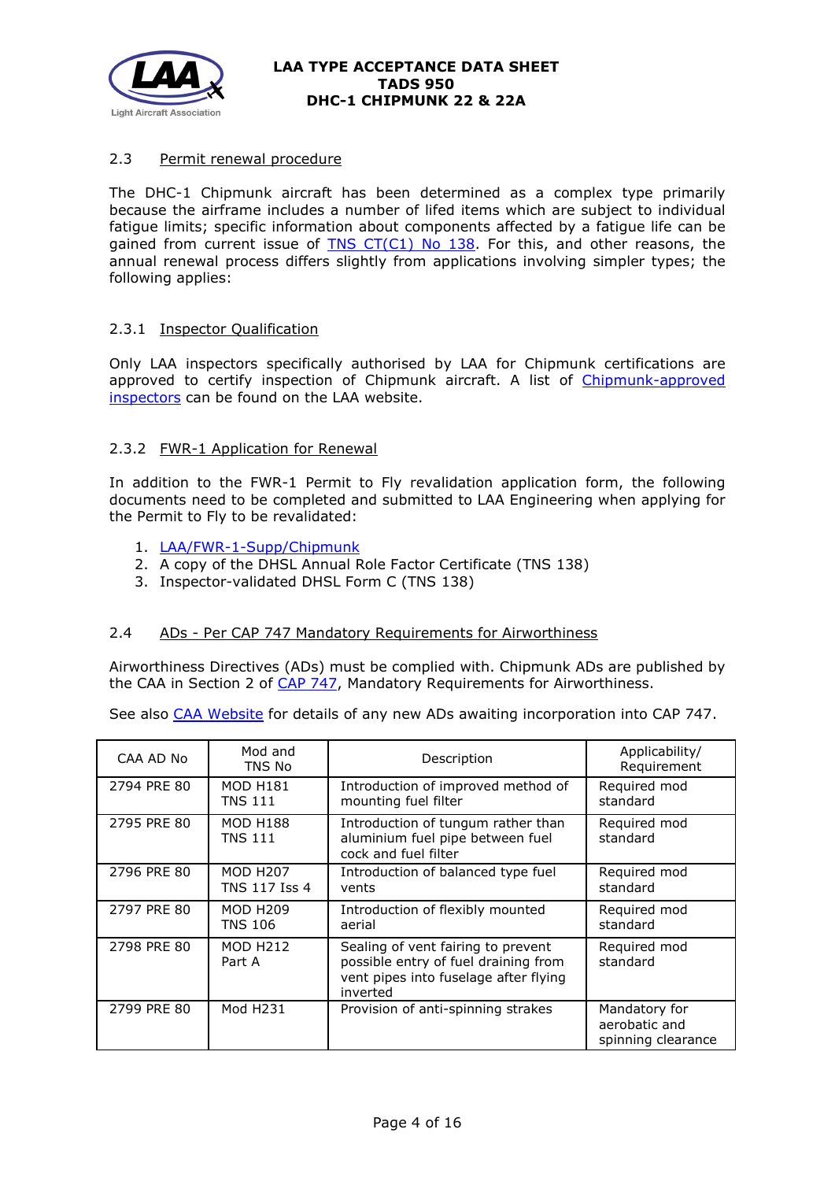### 2.3 Permit renewal procedure

The DHC-1 Chipmunk aircraft has been determined as a complex type primarily because the airframe includes a number of lifed items which are subject to individual fatigue limits; specific information about components affected by a fatigue life can be gained from current issue of TNS CT(C1) No 138. For this, and other reasons, the annual renewal process differs slightly from applications involving simpler types; the following applies:

#### 2.3.1 Inspector Qualification

Only LAA inspectors specifically authorised by LAA for Chipmunk certifications are approved to certify inspection of Chipmunk aircraft. A list of Chipmunk-approved inspectors can be found on the LAA website.

#### 2.3.2 FWR-1 Application for Renewal

In addition to the FWR-1 Permit to Fly revalidation application form, the following documents need to be completed and submitted to LAA Engineering when applying for the Permit to Fly to be revalidated:

1. LAA/FWR-1-Supp/Chipmunk
2. A copy of the DHSL Annual Role Factor Certificate (TNS 138)
3. Inspector-validated DHSL Form C (TNS 138)

### 2.4 ADs - Per CAP 747 Mandatory Requirements for Airworthiness

Airworthiness Directives (ADs) must be complied with. Chipmunk ADs are published by the CAA in Section 2 of CAP 747, Mandatory Requirements for Airworthiness.

See also CAA Website for details of any new ADs awaiting incorporation into CAP 747.

| CAA AD No | Mod and TNS No | Description | Applicability/ Requirement |
|---|---|---|---|
| 2794 PRE 80 | MOD H181 TNS 111 | Introduction of improved method of mounting fuel filter | Required mod standard |
| 2795 PRE 80 | MOD H188 TNS 111 | Introduction of tungum rather than aluminium fuel pipe between fuel cock and fuel filter | Required mod standard |
| 2796 PRE 80 | MOD H207 TNS 117 Iss 4 | Introduction of balanced type fuel vents | Required mod standard |
| 2797 PRE 80 | MOD H209 TNS 106 | Introduction of flexibly mounted aerial | Required mod standard |
| 2798 PRE 80 | MOD H212 Part A | Sealing of vent fairing to prevent possible entry of fuel draining from vent pipes into fuselage after flying inverted | Required mod standard |
| 2799 PRE 80 | Mod H231 | Provision of anti-spinning strakes | Mandatory for aerobatic and spinning clearance |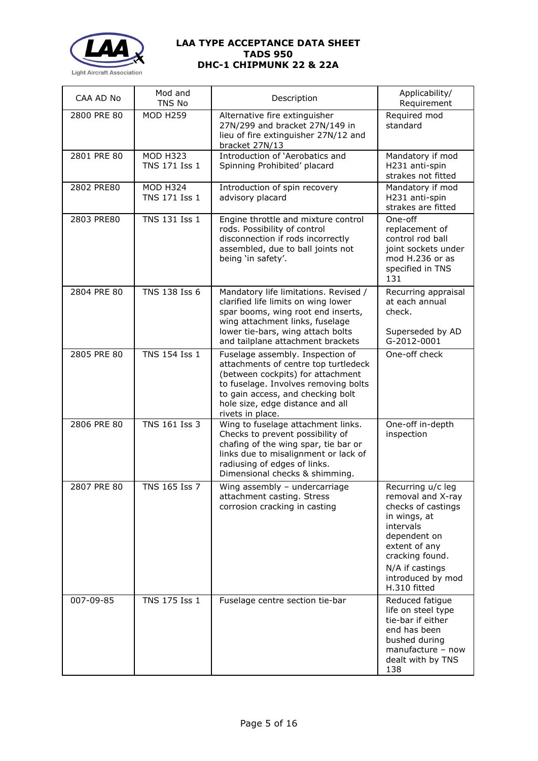| CAA AD No | Mod and TNS No | Description | Applicability/ Requirement |
|---|---|---|---|
| 2800 PRE 80 | MOD H259 | Alternative fire extinguisher 27N/299 and bracket 27N/149 in lieu of fire extinguisher 27N/12 and bracket 27N/13 | Required mod standard |
| 2801 PRE 80 | MOD H323 TNS 171 Iss 1 | Introduction of 'Aerobatics and Spinning Prohibited' placard | Mandatory if mod H231 anti-spin strakes not fitted |
| 2802 PRE80 | MOD H324 TNS 171 Iss 1 | Introduction of spin recovery advisory placard | Mandatory if mod H231 anti-spin strakes are fitted |
| 2803 PRE80 | TNS 131 Iss 1 | Engine throttle and mixture control rods. Possibility of control disconnection if rods incorrectly assembled, due to ball joints not being 'in safety'. | One-off replacement of control rod ball joint sockets under mod H.236 or as specified in TNS 131 |
| 2804 PRE 80 | TNS 138 Iss 6 | Mandatory life limitations. Revised / clarified life limits on wing lower spar booms, wing root end inserts, wing attachment links, fuselage lower tie-bars, wing attach bolts and tailplane attachment brackets | Recurring appraisal at each annual check.<br><br>Superseded by AD G-2012-0001 |
| 2805 PRE 80 | TNS 154 Iss 1 | Fuselage assembly. Inspection of attachments of centre top turtledeck (between cockpits) for attachment to fuselage. Involves removing bolts to gain access, and checking bolt hole size, edge distance and all rivets in place. | One-off check |
| 2806 PRE 80 | TNS 161 Iss 3 | Wing to fuselage attachment links. Checks to prevent possibility of chafing of the wing spar, tie bar or links due to misalignment or lack of radiusing of edges of links. Dimensional checks & shimming. | One-off in-depth inspection |
| 2807 PRE 80 | TNS 165 Iss 7 | Wing assembly – undercarriage attachment casting. Stress corrosion cracking in casting | Recurring u/c leg removal and X-ray checks of castings in wings, at intervals dependent on extent of any cracking found.<br>N/A if castings introduced by mod H.310 fitted |
| 007-09-85 | TNS 175 Iss 1 | Fuselage centre section tie-bar | Reduced fatigue life on steel type tie-bar if either end has been bushed during manufacture – now dealt with by TNS 138 |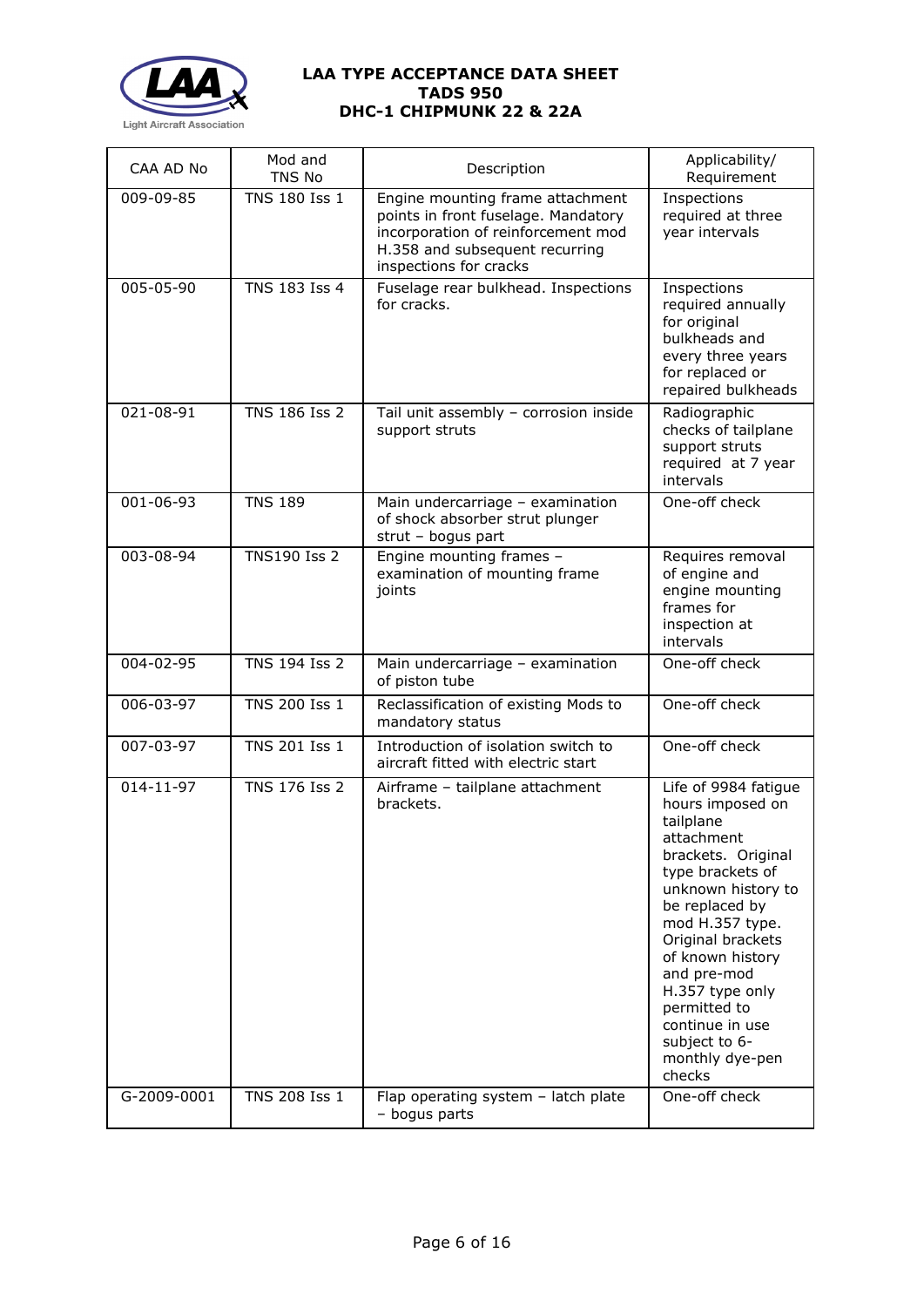| CAA AD No | Mod and TNS No | Description | Applicability/ Requirement |
|---|---|---|---|
| 009-09-85 | TNS 180 Iss 1 | Engine mounting frame attachment points in front fuselage. Mandatory incorporation of reinforcement mod H.358 and subsequent recurring inspections for cracks | Inspections required at three year intervals |
| 005-05-90 | TNS 183 Iss 4 | Fuselage rear bulkhead. Inspections for cracks. | Inspections required annually for original bulkheads and every three years for replaced or repaired bulkheads |
| 021-08-91 | TNS 186 Iss 2 | Tail unit assembly – corrosion inside support struts | Radiographic checks of tailplane support struts required at 7 year intervals |
| 001-06-93 | TNS 189 | Main undercarriage – examination of shock absorber strut plunger strut – bogus part | One-off check |
| 003-08-94 | TNS190 Iss 2 | Engine mounting frames – examination of mounting frame joints | Requires removal of engine and engine mounting frames for inspection at intervals |
| 004-02-95 | TNS 194 Iss 2 | Main undercarriage – examination of piston tube | One-off check |
| 006-03-97 | TNS 200 Iss 1 | Reclassification of existing Mods to mandatory status | One-off check |
| 007-03-97 | TNS 201 Iss 1 | Introduction of isolation switch to aircraft fitted with electric start | One-off check |
| 014-11-97 | TNS 176 Iss 2 | Airframe – tailplane attachment brackets. | Life of 9984 fatigue hours imposed on tailplane attachment brackets. Original type brackets of unknown history to be replaced by mod H.357 type. Original brackets of known history and pre-mod H.357 type only permitted to continue in use subject to 6-monthly dye-pen checks |
| G-2009-0001 | TNS 208 Iss 1 | Flap operating system – latch plate – bogus parts | One-off check |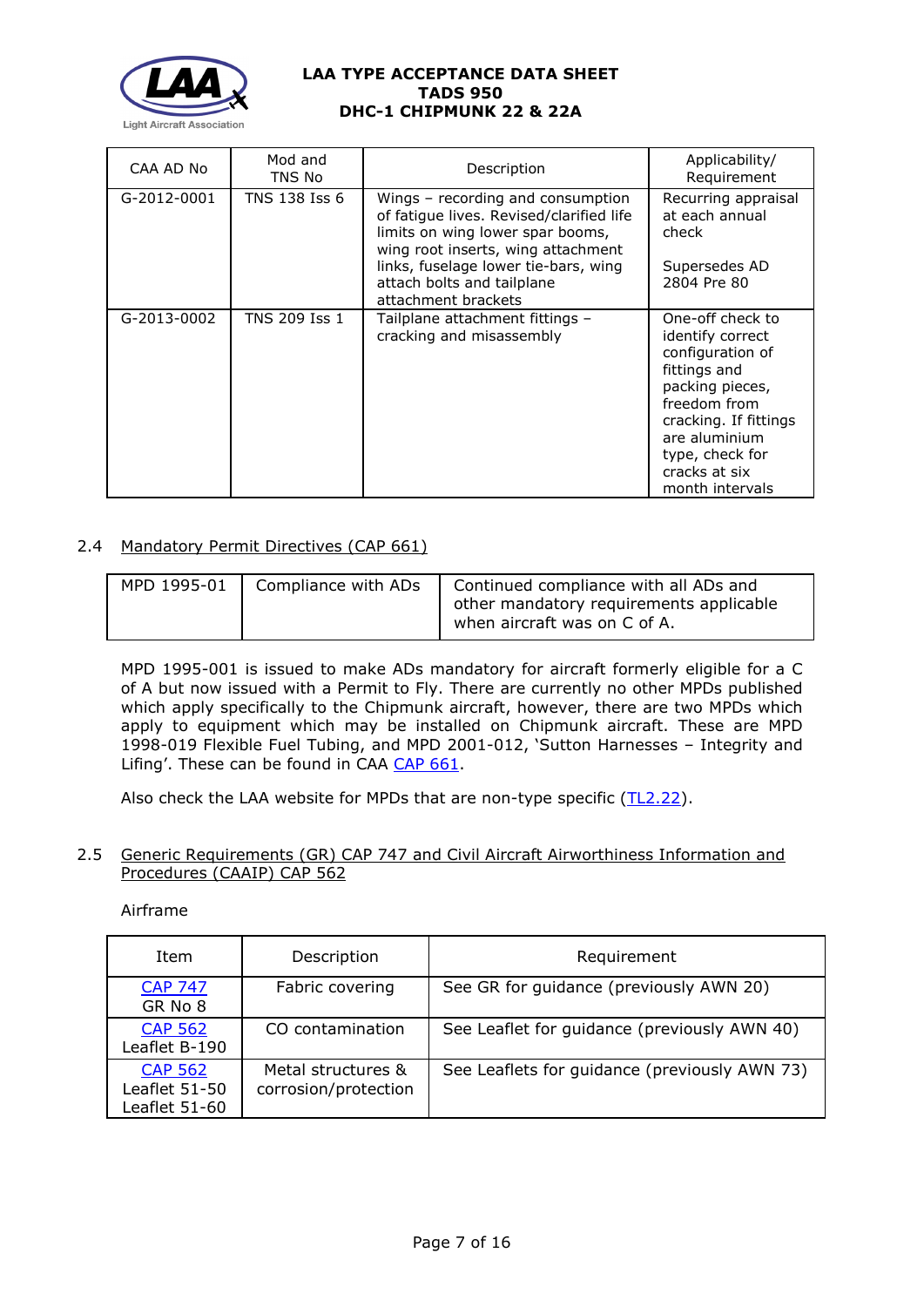| CAA AD No | Mod and TNS No | Description | Applicability/ Requirement |
|---|---|---|---|
| G-2012-0001 | TNS 138 Iss 6 | Wings – recording and consumption of fatigue lives. Revised/clarified life limits on wing lower spar booms, wing root inserts, wing attachment links, fuselage lower tie-bars, wing attach bolts and tailplane attachment brackets | Recurring appraisal at each annual check<br><br>Supersedes AD 2804 Pre 80 |
| G-2013-0002 | TNS 209 Iss 1 | Tailplane attachment fittings – cracking and misassembly | One-off check to identify correct configuration of fittings and packing pieces, freedom from cracking. If fittings are aluminium type, check for cracks at six month intervals |

## 2.4 Mandatory Permit Directives (CAP 661)

| MPD 1995-01 | Compliance with ADs | Continued compliance with all ADs and other mandatory requirements applicable when aircraft was on C of A. |
|---|---|---|

MPD 1995-001 is issued to make ADs mandatory for aircraft formerly eligible for a C of A but now issued with a Permit to Fly. There are currently no other MPDs published which apply specifically to the Chipmunk aircraft, however, there are two MPDs which apply to equipment which may be installed on Chipmunk aircraft. These are MPD 1998-019 Flexible Fuel Tubing, and MPD 2001-012, 'Sutton Harnesses – Integrity and Lifing'. These can be found in CAA CAP 661.

Also check the LAA website for MPDs that are non-type specific (TL2.22).

## 2.5 Generic Requirements (GR) CAP 747 and Civil Aircraft Airworthiness Information and Procedures (CAAIP) CAP 562

Airframe

| Item | Description | Requirement |
|---|---|---|
| CAP 747<br>GR No 8 | Fabric covering | See GR for guidance (previously AWN 20) |
| CAP 562<br>Leaflet B-190 | CO contamination | See Leaflet for guidance (previously AWN 40) |
| CAP 562<br>Leaflet 51-50<br>Leaflet 51-60 | Metal structures & corrosion/protection | See Leaflets for guidance (previously AWN 73) |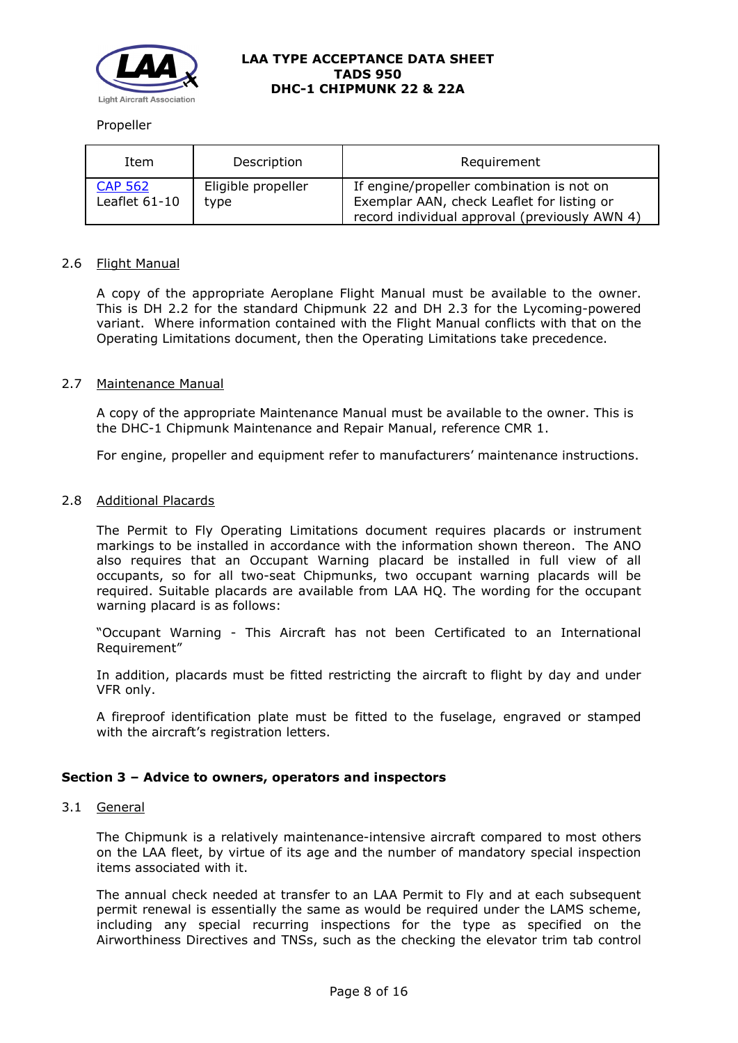Propeller

| Item | Description | Requirement |
|---|---|---|
| CAP 562 Leaflet 61-10 | Eligible propeller type | If engine/propeller combination is not on Exemplar AAN, check Leaflet for listing or record individual approval (previously AWN 4) |

### 2.6 Flight Manual

A copy of the appropriate Aeroplane Flight Manual must be available to the owner. This is DH 2.2 for the standard Chipmunk 22 and DH 2.3 for the Lycoming-powered variant. Where information contained with the Flight Manual conflicts with that on the Operating Limitations document, then the Operating Limitations take precedence.

### 2.7 Maintenance Manual

A copy of the appropriate Maintenance Manual must be available to the owner. This is the DHC-1 Chipmunk Maintenance and Repair Manual, reference CMR 1.

For engine, propeller and equipment refer to manufacturers' maintenance instructions.

### 2.8 Additional Placards

The Permit to Fly Operating Limitations document requires placards or instrument markings to be installed in accordance with the information shown thereon. The ANO also requires that an Occupant Warning placard be installed in full view of all occupants, so for all two-seat Chipmunks, two occupant warning placards will be required. Suitable placards are available from LAA HQ. The wording for the occupant warning placard is as follows:

"Occupant Warning - This Aircraft has not been Certificated to an International Requirement"

In addition, placards must be fitted restricting the aircraft to flight by day and under VFR only.

A fireproof identification plate must be fitted to the fuselage, engraved or stamped with the aircraft's registration letters.

## Section 3 – Advice to owners, operators and inspectors

### 3.1 General

The Chipmunk is a relatively maintenance-intensive aircraft compared to most others on the LAA fleet, by virtue of its age and the number of mandatory special inspection items associated with it.

The annual check needed at transfer to an LAA Permit to Fly and at each subsequent permit renewal is essentially the same as would be required under the LAMS scheme, including any special recurring inspections for the type as specified on the Airworthiness Directives and TNSs, such as the checking the elevator trim tab control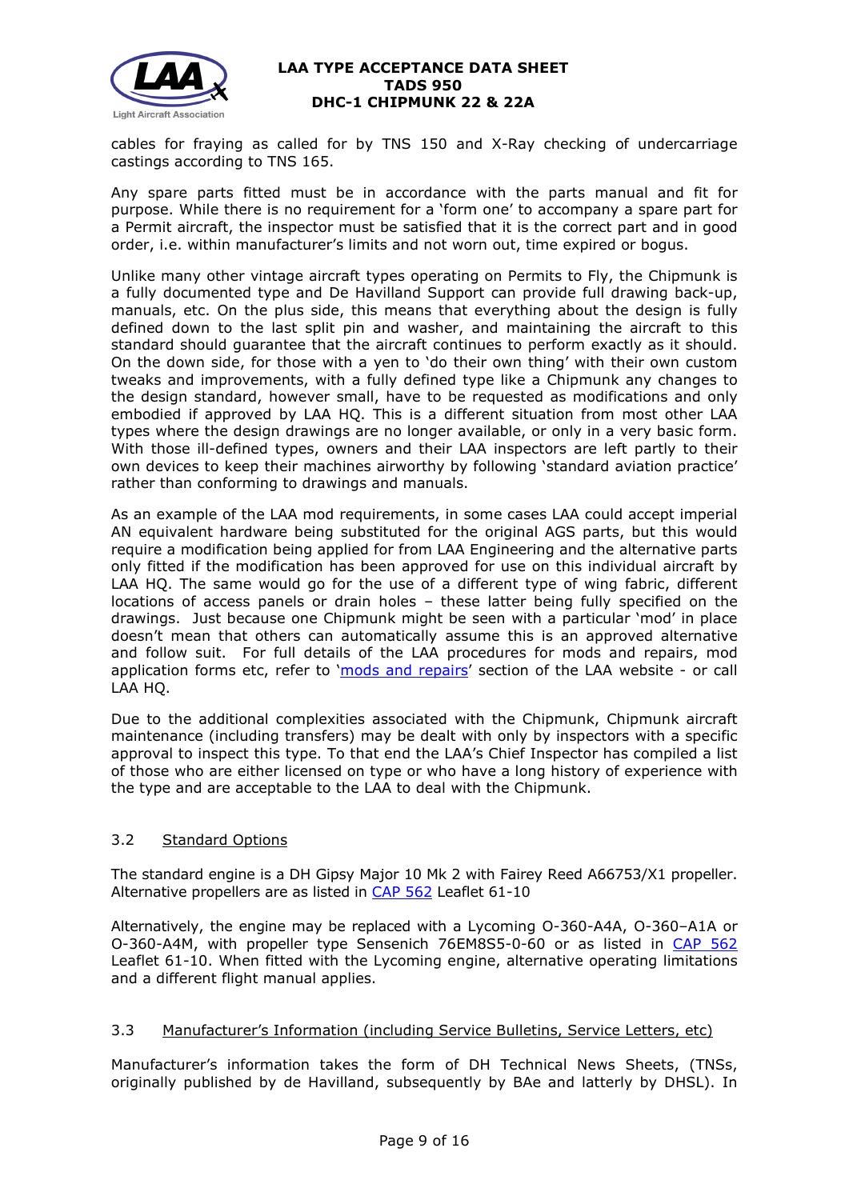cables for fraying as called for by TNS 150 and X-Ray checking of undercarriage castings according to TNS 165.

Any spare parts fitted must be in accordance with the parts manual and fit for purpose. While there is no requirement for a 'form one' to accompany a spare part for a Permit aircraft, the inspector must be satisfied that it is the correct part and in good order, i.e. within manufacturer's limits and not worn out, time expired or bogus.

Unlike many other vintage aircraft types operating on Permits to Fly, the Chipmunk is a fully documented type and De Havilland Support can provide full drawing back-up, manuals, etc. On the plus side, this means that everything about the design is fully defined down to the last split pin and washer, and maintaining the aircraft to this standard should guarantee that the aircraft continues to perform exactly as it should. On the down side, for those with a yen to 'do their own thing' with their own custom tweaks and improvements, with a fully defined type like a Chipmunk any changes to the design standard, however small, have to be requested as modifications and only embodied if approved by LAA HQ. This is a different situation from most other LAA types where the design drawings are no longer available, or only in a very basic form. With those ill-defined types, owners and their LAA inspectors are left partly to their own devices to keep their machines airworthy by following 'standard aviation practice' rather than conforming to drawings and manuals.

As an example of the LAA mod requirements, in some cases LAA could accept imperial AN equivalent hardware being substituted for the original AGS parts, but this would require a modification being applied for from LAA Engineering and the alternative parts only fitted if the modification has been approved for use on this individual aircraft by LAA HQ. The same would go for the use of a different type of wing fabric, different locations of access panels or drain holes – these latter being fully specified on the drawings. Just because one Chipmunk might be seen with a particular 'mod' in place doesn't mean that others can automatically assume this is an approved alternative and follow suit. For full details of the LAA procedures for mods and repairs, mod application forms etc, refer to 'mods and repairs' section of the LAA website - or call LAA HQ.

Due to the additional complexities associated with the Chipmunk, Chipmunk aircraft maintenance (including transfers) may be dealt with only by inspectors with a specific approval to inspect this type. To that end the LAA's Chief Inspector has compiled a list of those who are either licensed on type or who have a long history of experience with the type and are acceptable to the LAA to deal with the Chipmunk.

### 3.2 Standard Options

The standard engine is a DH Gipsy Major 10 Mk 2 with Fairey Reed A66753/X1 propeller. Alternative propellers are as listed in CAP 562 Leaflet 61-10

Alternatively, the engine may be replaced with a Lycoming O-360-A4A, O-360–A1A or O-360-A4M, with propeller type Sensenich 76EM8S5-0-60 or as listed in CAP 562 Leaflet 61-10. When fitted with the Lycoming engine, alternative operating limitations and a different flight manual applies.

### 3.3 Manufacturer's Information (including Service Bulletins, Service Letters, etc)

Manufacturer's information takes the form of DH Technical News Sheets, (TNSs, originally published by de Havilland, subsequently by BAe and latterly by DHSL). In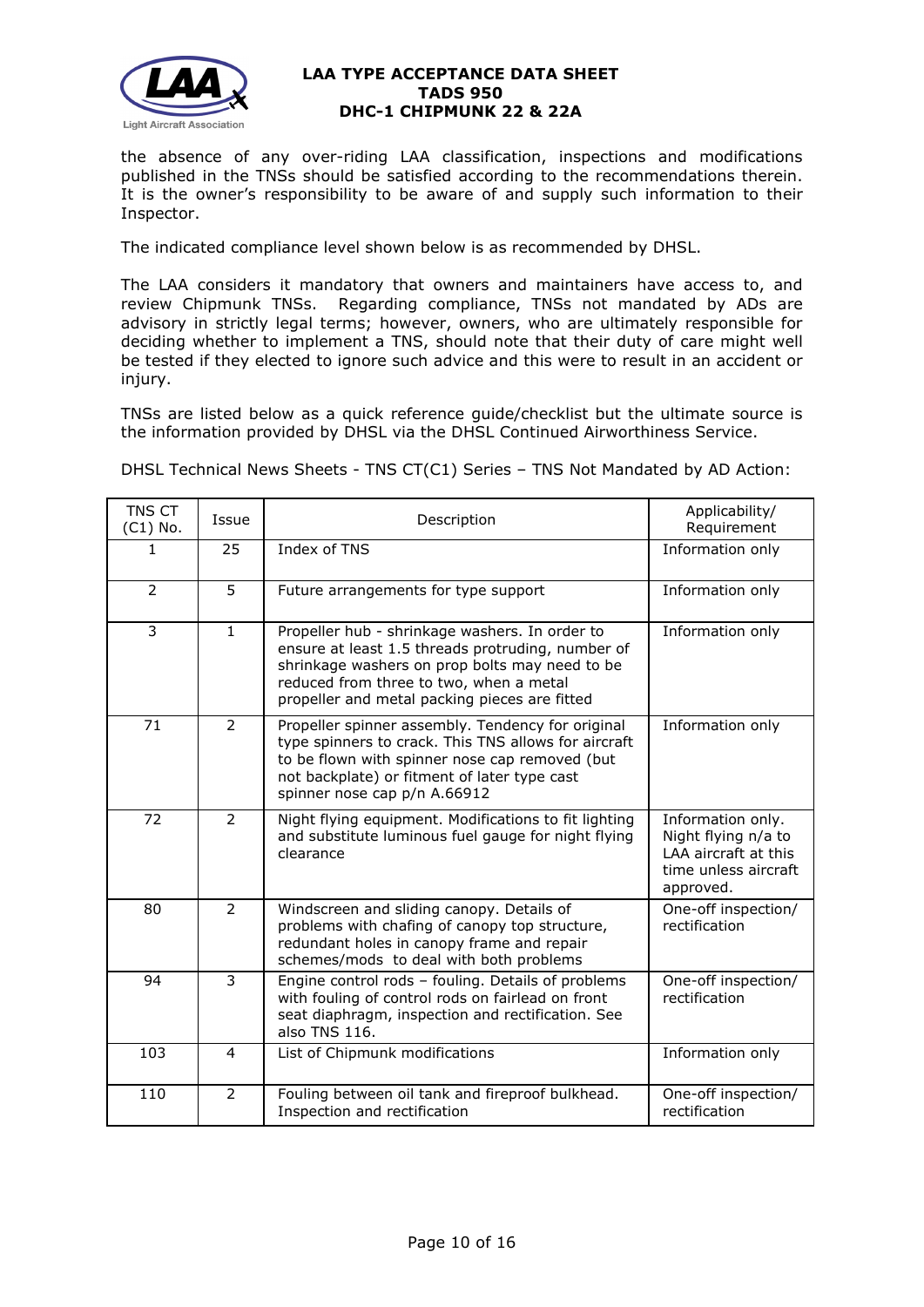the absence of any over-riding LAA classification, inspections and modifications published in the TNSs should be satisfied according to the recommendations therein. It is the owner's responsibility to be aware of and supply such information to their Inspector.

The indicated compliance level shown below is as recommended by DHSL.

The LAA considers it mandatory that owners and maintainers have access to, and review Chipmunk TNSs. Regarding compliance, TNSs not mandated by ADs are advisory in strictly legal terms; however, owners, who are ultimately responsible for deciding whether to implement a TNS, should note that their duty of care might well be tested if they elected to ignore such advice and this were to result in an accident or injury.

TNSs are listed below as a quick reference guide/checklist but the ultimate source is the information provided by DHSL via the DHSL Continued Airworthiness Service.

DHSL Technical News Sheets - TNS CT(C1) Series – TNS Not Mandated by AD Action:

| TNS CT (C1) No. | Issue | Description | Applicability/ Requirement |
|---|---|---|---|
| 1 | 25 | Index of TNS | Information only |
| 2 | 5 | Future arrangements for type support | Information only |
| 3 | 1 | Propeller hub - shrinkage washers. In order to ensure at least 1.5 threads protruding, number of shrinkage washers on prop bolts may need to be reduced from three to two, when a metal propeller and metal packing pieces are fitted | Information only |
| 71 | 2 | Propeller spinner assembly. Tendency for original type spinners to crack. This TNS allows for aircraft to be flown with spinner nose cap removed (but not backplate) or fitment of later type cast spinner nose cap p/n A.66912 | Information only |
| 72 | 2 | Night flying equipment. Modifications to fit lighting and substitute luminous fuel gauge for night flying clearance | Information only. Night flying n/a to LAA aircraft at this time unless aircraft approved. |
| 80 | 2 | Windscreen and sliding canopy. Details of problems with chafing of canopy top structure, redundant holes in canopy frame and repair schemes/mods to deal with both problems | One-off inspection/ rectification |
| 94 | 3 | Engine control rods – fouling. Details of problems with fouling of control rods on fairlead on front seat diaphragm, inspection and rectification. See also TNS 116. | One-off inspection/ rectification |
| 103 | 4 | List of Chipmunk modifications | Information only |
| 110 | 2 | Fouling between oil tank and fireproof bulkhead. Inspection and rectification | One-off inspection/ rectification |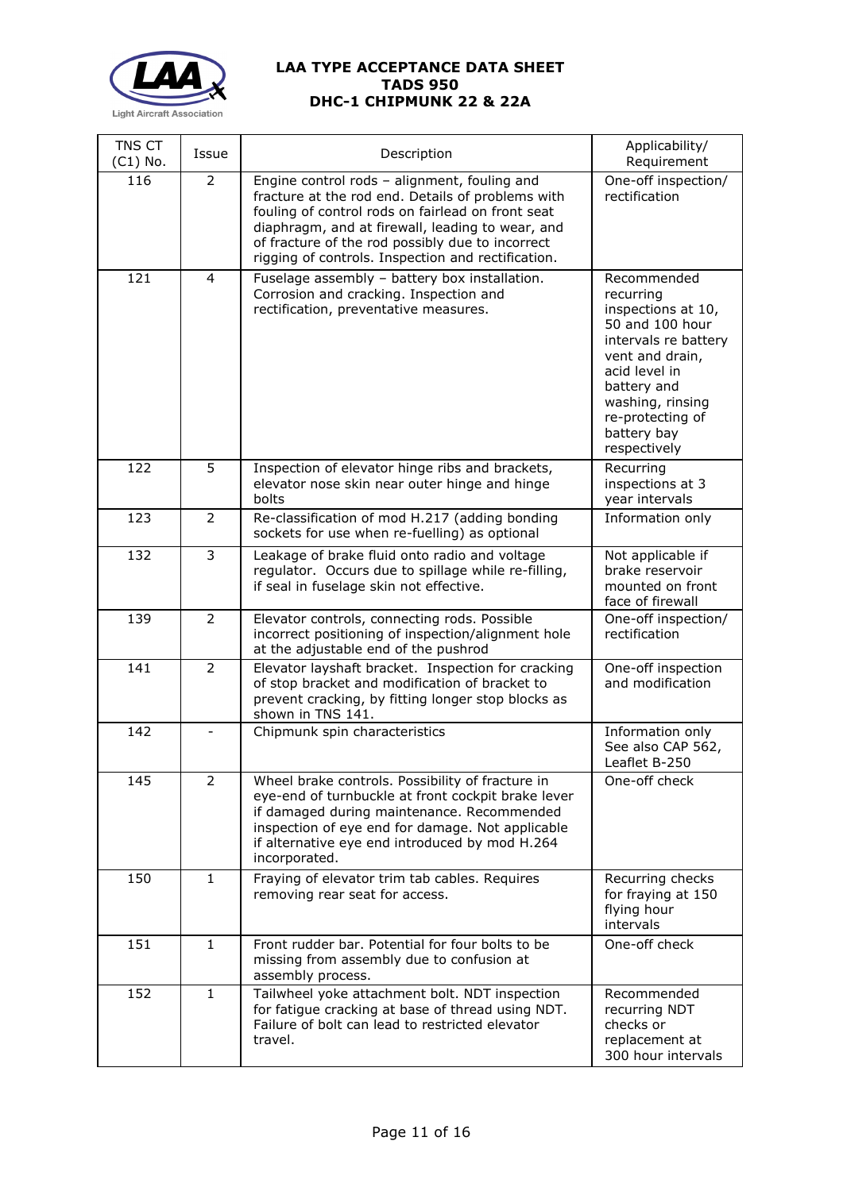| TNS CT (C1) No. | Issue | Description | Applicability/ Requirement |
|---|---|---|---|
| 116 | 2 | Engine control rods – alignment, fouling and fracture at the rod end. Details of problems with fouling of control rods on fairlead on front seat diaphragm, and at firewall, leading to wear, and of fracture of the rod possibly due to incorrect rigging of controls. Inspection and rectification. | One-off inspection/ rectification |
| 121 | 4 | Fuselage assembly – battery box installation. Corrosion and cracking. Inspection and rectification, preventative measures. | Recommended recurring inspections at 10, 50 and 100 hour intervals re battery vent and drain, acid level in battery and washing, rinsing re-protecting of battery bay respectively |
| 122 | 5 | Inspection of elevator hinge ribs and brackets, elevator nose skin near outer hinge and hinge bolts | Recurring inspections at 3 year intervals |
| 123 | 2 | Re-classification of mod H.217 (adding bonding sockets for use when re-fuelling) as optional | Information only |
| 132 | 3 | Leakage of brake fluid onto radio and voltage regulator. Occurs due to spillage while re-filling, if seal in fuselage skin not effective. | Not applicable if brake reservoir mounted on front face of firewall |
| 139 | 2 | Elevator controls, connecting rods. Possible incorrect positioning of inspection/alignment hole at the adjustable end of the pushrod | One-off inspection/ rectification |
| 141 | 2 | Elevator layshaft bracket. Inspection for cracking of stop bracket and modification of bracket to prevent cracking, by fitting longer stop blocks as shown in TNS 141. | One-off inspection and modification |
| 142 | - | Chipmunk spin characteristics | Information only See also CAP 562, Leaflet B-250 |
| 145 | 2 | Wheel brake controls. Possibility of fracture in eye-end of turnbuckle at front cockpit brake lever if damaged during maintenance. Recommended inspection of eye end for damage. Not applicable if alternative eye end introduced by mod H.264 incorporated. | One-off check |
| 150 | 1 | Fraying of elevator trim tab cables. Requires removing rear seat for access. | Recurring checks for fraying at 150 flying hour intervals |
| 151 | 1 | Front rudder bar. Potential for four bolts to be missing from assembly due to confusion at assembly process. | One-off check |
| 152 | 1 | Tailwheel yoke attachment bolt. NDT inspection for fatigue cracking at base of thread using NDT. Failure of bolt can lead to restricted elevator travel. | Recommended recurring NDT checks or replacement at 300 hour intervals |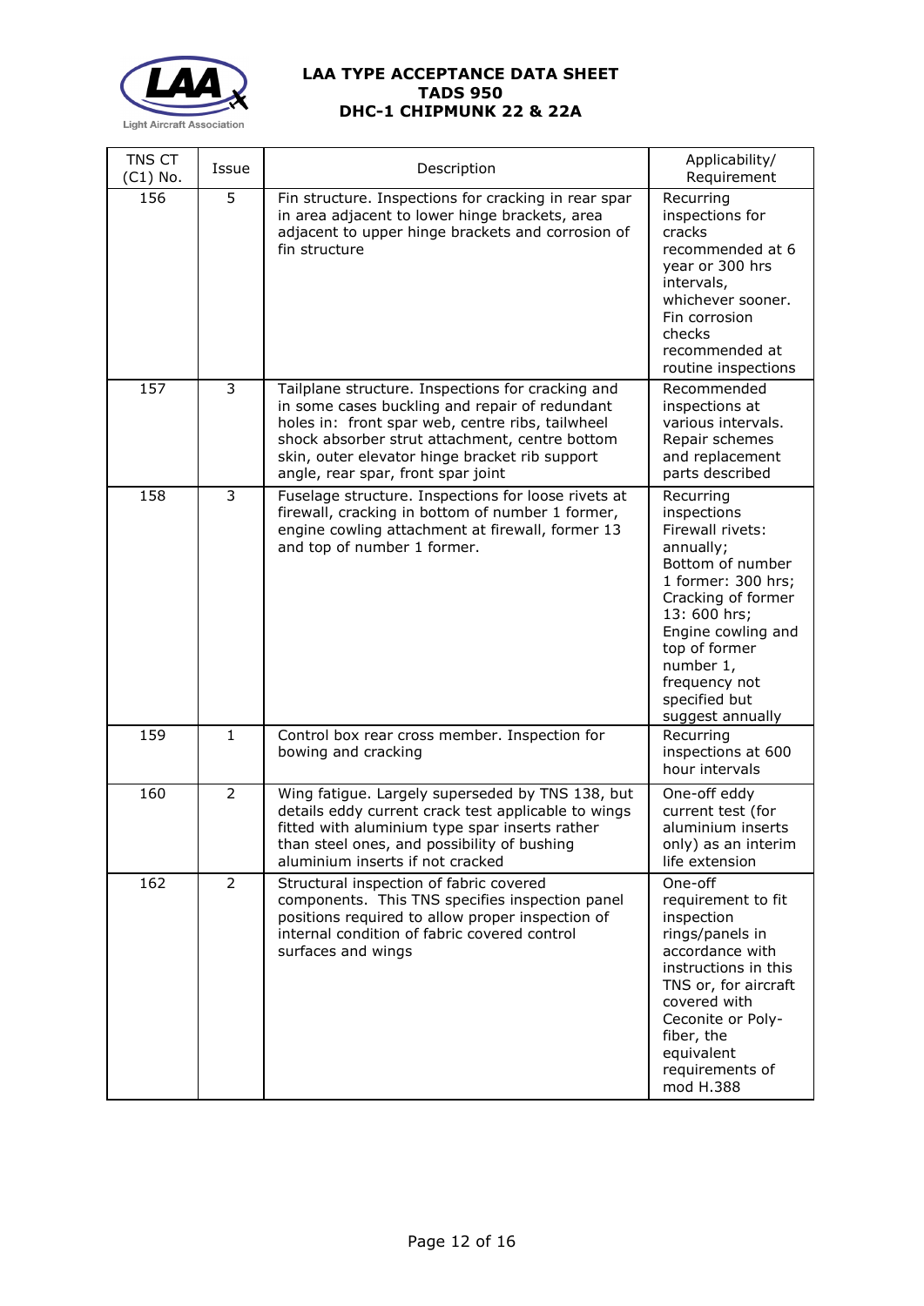| TNS CT (C1) No. | Issue | Description | Applicability/ Requirement |
|---|---|---|---|
| 156 | 5 | Fin structure. Inspections for cracking in rear spar in area adjacent to lower hinge brackets, area adjacent to upper hinge brackets and corrosion of fin structure | Recurring inspections for cracks recommended at 6 year or 300 hrs intervals, whichever sooner. Fin corrosion checks recommended at routine inspections |
| 157 | 3 | Tailplane structure. Inspections for cracking and in some cases buckling and repair of redundant holes in: front spar web, centre ribs, tailwheel shock absorber strut attachment, centre bottom skin, outer elevator hinge bracket rib support angle, rear spar, front spar joint | Recommended inspections at various intervals. Repair schemes and replacement parts described |
| 158 | 3 | Fuselage structure. Inspections for loose rivets at firewall, cracking in bottom of number 1 former, engine cowling attachment at firewall, former 13 and top of number 1 former. | Recurring inspections Firewall rivets: annually; Bottom of number 1 former: 300 hrs; Cracking of former 13: 600 hrs; Engine cowling and top of former number 1, frequency not specified but suggest annually |
| 159 | 1 | Control box rear cross member. Inspection for bowing and cracking | Recurring inspections at 600 hour intervals |
| 160 | 2 | Wing fatigue. Largely superseded by TNS 138, but details eddy current crack test applicable to wings fitted with aluminium type spar inserts rather than steel ones, and possibility of bushing aluminium inserts if not cracked | One-off eddy current test (for aluminium inserts only) as an interim life extension |
| 162 | 2 | Structural inspection of fabric covered components. This TNS specifies inspection panel positions required to allow proper inspection of internal condition of fabric covered control surfaces and wings | One-off requirement to fit inspection rings/panels in accordance with instructions in this TNS or, for aircraft covered with Ceconite or Poly-fiber, the equivalent requirements of mod H.388 |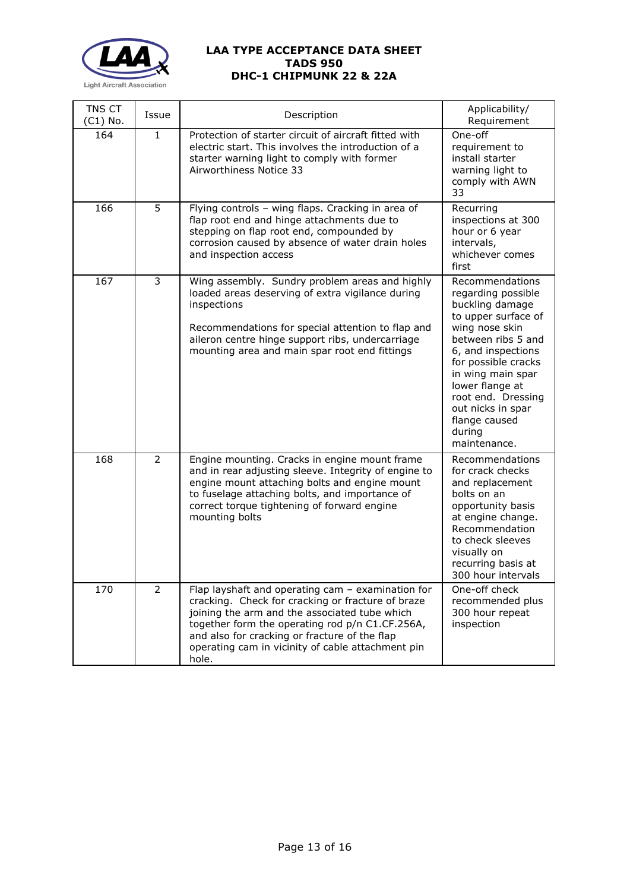| TNS CT (C1) No. | Issue | Description | Applicability/ Requirement |
| --- | --- | --- | --- |
| 164 | 1 | Protection of starter circuit of aircraft fitted with electric start. This involves the introduction of a starter warning light to comply with former Airworthiness Notice 33 | One-off requirement to install starter warning light to comply with AWN 33 |
| 166 | 5 | Flying controls – wing flaps. Cracking in area of flap root end and hinge attachments due to stepping on flap root end, compounded by corrosion caused by absence of water drain holes and inspection access | Recurring inspections at 300 hour or 6 year intervals, whichever comes first |
| 167 | 3 | Wing assembly. Sundry problem areas and highly loaded areas deserving of extra vigilance during inspections<br><br>Recommendations for special attention to flap and aileron centre hinge support ribs, undercarriage mounting area and main spar root end fittings | Recommendations regarding possible buckling damage to upper surface of wing nose skin between ribs 5 and 6, and inspections for possible cracks in wing main spar lower flange at root end. Dressing out nicks in spar flange caused during maintenance. |
| 168 | 2 | Engine mounting. Cracks in engine mount frame and in rear adjusting sleeve. Integrity of engine to engine mount attaching bolts and engine mount to fuselage attaching bolts, and importance of correct torque tightening of forward engine mounting bolts | Recommendations for crack checks and replacement bolts on an opportunity basis at engine change. Recommendation to check sleeves visually on recurring basis at 300 hour intervals |
| 170 | 2 | Flap layshaft and operating cam – examination for cracking. Check for cracking or fracture of braze joining the arm and the associated tube which together form the operating rod p/n C1.CF.256A, and also for cracking or fracture of the flap operating cam in vicinity of cable attachment pin hole. | One-off check recommended plus 300 hour repeat inspection |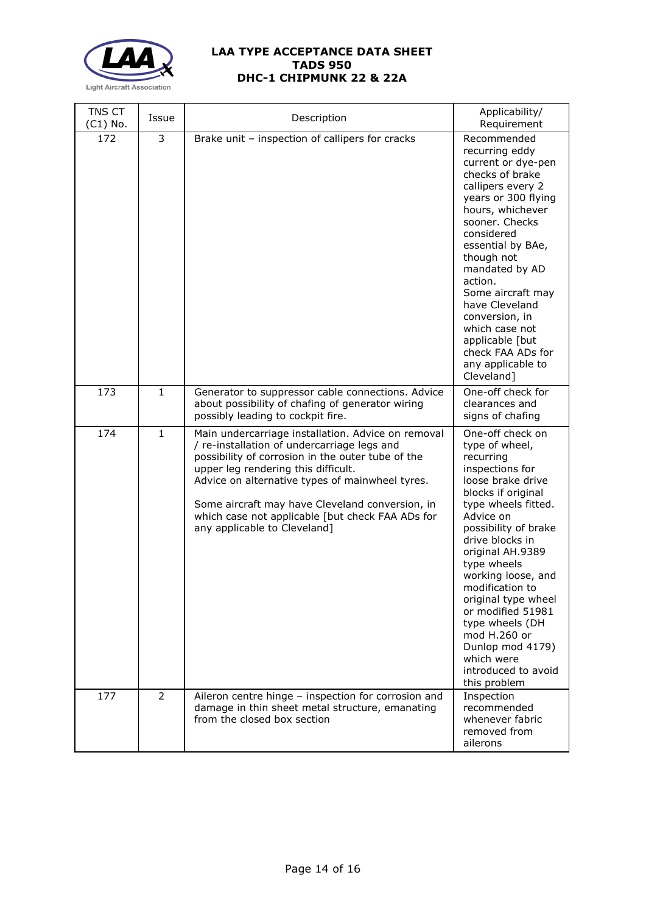| TNS CT (C1) No. | Issue | Description | Applicability/ Requirement |
|---|---|---|---|
| 172 | 3 | Brake unit – inspection of callipers for cracks | Recommended recurring eddy current or dye-pen checks of brake callipers every 2 years or 300 flying hours, whichever sooner. Checks considered essential by BAe, though not mandated by AD action. Some aircraft may have Cleveland conversion, in which case not applicable [but check FAA ADs for any applicable to Cleveland] |
| 173 | 1 | Generator to suppressor cable connections. Advice about possibility of chafing of generator wiring possibly leading to cockpit fire. | One-off check for clearances and signs of chafing |
| 174 | 1 | Main undercarriage installation. Advice on removal / re-installation of undercarriage legs and possibility of corrosion in the outer tube of the upper leg rendering this difficult. Advice on alternative types of mainwheel tyres. Some aircraft may have Cleveland conversion, in which case not applicable [but check FAA ADs for any applicable to Cleveland] | One-off check on type of wheel, recurring inspections for loose brake drive blocks if original type wheels fitted. Advice on possibility of brake drive blocks in original AH.9389 type wheels working loose, and modification to original type wheel or modified 51981 type wheels (DH mod H.260 or Dunlop mod 4179) which were introduced to avoid this problem |
| 177 | 2 | Aileron centre hinge – inspection for corrosion and damage in thin sheet metal structure, emanating from the closed box section | Inspection recommended whenever fabric removed from ailerons |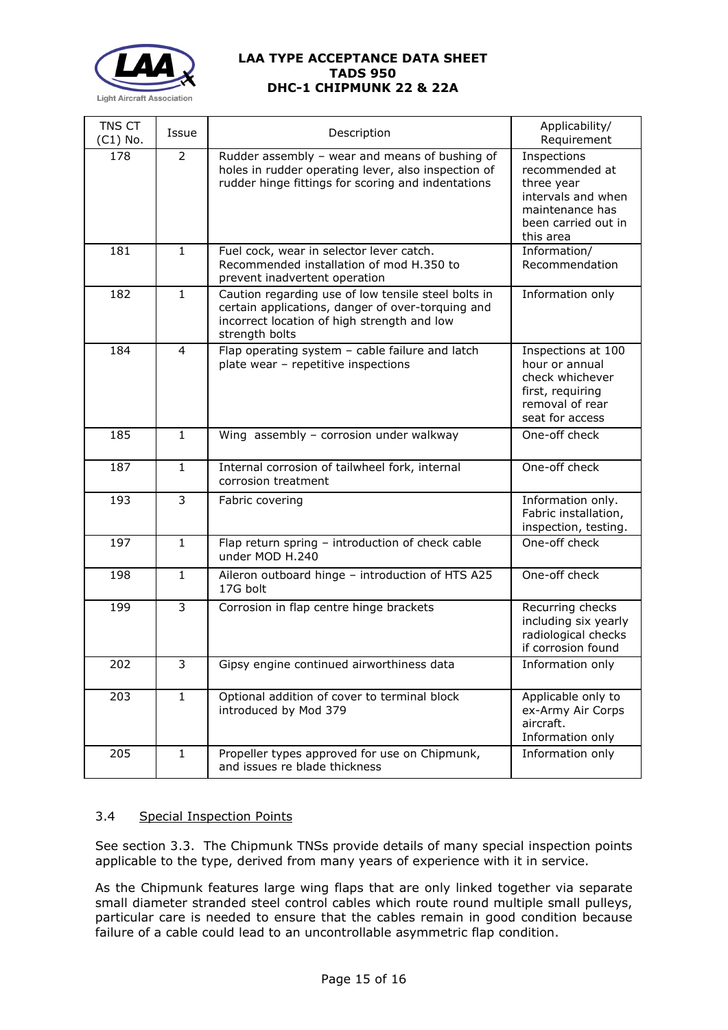| TNS CT (C1) No. | Issue | Description | Applicability/ Requirement |
|---|---|---|---|
| 178 | 2 | Rudder assembly – wear and means of bushing of holes in rudder operating lever, also inspection of rudder hinge fittings for scoring and indentations | Inspections recommended at three year intervals and when maintenance has been carried out in this area |
| 181 | 1 | Fuel cock, wear in selector lever catch. Recommended installation of mod H.350 to prevent inadvertent operation | Information/ Recommendation |
| 182 | 1 | Caution regarding use of low tensile steel bolts in certain applications, danger of over-torquing and incorrect location of high strength and low strength bolts | Information only |
| 184 | 4 | Flap operating system – cable failure and latch plate wear – repetitive inspections | Inspections at 100 hour or annual check whichever first, requiring removal of rear seat for access |
| 185 | 1 | Wing assembly – corrosion under walkway | One-off check |
| 187 | 1 | Internal corrosion of tailwheel fork, internal corrosion treatment | One-off check |
| 193 | 3 | Fabric covering | Information only. Fabric installation, inspection, testing. |
| 197 | 1 | Flap return spring – introduction of check cable under MOD H.240 | One-off check |
| 198 | 1 | Aileron outboard hinge – introduction of HTS A25 17G bolt | One-off check |
| 199 | 3 | Corrosion in flap centre hinge brackets | Recurring checks including six yearly radiological checks if corrosion found |
| 202 | 3 | Gipsy engine continued airworthiness data | Information only |
| 203 | 1 | Optional addition of cover to terminal block introduced by Mod 379 | Applicable only to ex-Army Air Corps aircraft. Information only |
| 205 | 1 | Propeller types approved for use on Chipmunk, and issues re blade thickness | Information only |

### 3.4 Special Inspection Points

See section 3.3. The Chipmunk TNSs provide details of many special inspection points applicable to the type, derived from many years of experience with it in service.

As the Chipmunk features large wing flaps that are only linked together via separate small diameter stranded steel control cables which route round multiple small pulleys, particular care is needed to ensure that the cables remain in good condition because failure of a cable could lead to an uncontrollable asymmetric flap condition.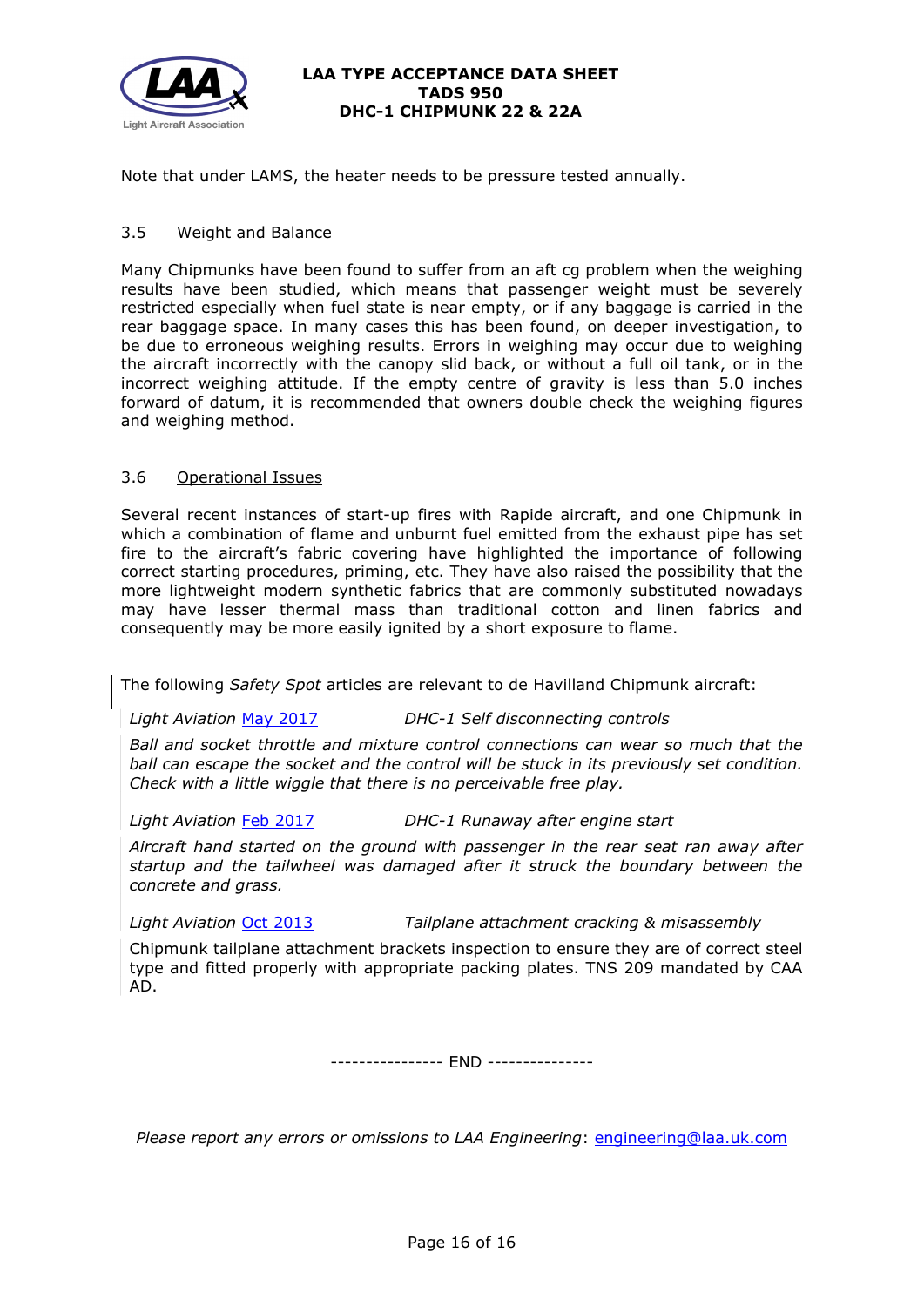Note that under LAMS, the heater needs to be pressure tested annually.

### 3.5 Weight and Balance

Many Chipmunks have been found to suffer from an aft cg problem when the weighing results have been studied, which means that passenger weight must be severely restricted especially when fuel state is near empty, or if any baggage is carried in the rear baggage space. In many cases this has been found, on deeper investigation, to be due to erroneous weighing results. Errors in weighing may occur due to weighing the aircraft incorrectly with the canopy slid back, or without a full oil tank, or in the incorrect weighing attitude. If the empty centre of gravity is less than 5.0 inches forward of datum, it is recommended that owners double check the weighing figures and weighing method.

### 3.6 Operational Issues

Several recent instances of start-up fires with Rapide aircraft, and one Chipmunk in which a combination of flame and unburnt fuel emitted from the exhaust pipe has set fire to the aircraft's fabric covering have highlighted the importance of following correct starting procedures, priming, etc. They have also raised the possibility that the more lightweight modern synthetic fabrics that are commonly substituted nowadays may have lesser thermal mass than traditional cotton and linen fabrics and consequently may be more easily ignited by a short exposure to flame.

The following *Safety Spot* articles are relevant to de Havilland Chipmunk aircraft:

*Light Aviation* May 2017 — *DHC-1 Self disconnecting controls*

*Ball and socket throttle and mixture control connections can wear so much that the ball can escape the socket and the control will be stuck in its previously set condition. Check with a little wiggle that there is no perceivable free play.*

*Light Aviation* Feb 2017 — *DHC-1 Runaway after engine start*

*Aircraft hand started on the ground with passenger in the rear seat ran away after startup and the tailwheel was damaged after it struck the boundary between the concrete and grass.*

*Light Aviation* Oct 2013 — *Tailplane attachment cracking & misassembly*

Chipmunk tailplane attachment brackets inspection to ensure they are of correct steel type and fitted properly with appropriate packing plates. TNS 209 mandated by CAA AD.

---------------- END ---------------

*Please report any errors or omissions to LAA Engineering*: engineering@laa.uk.com